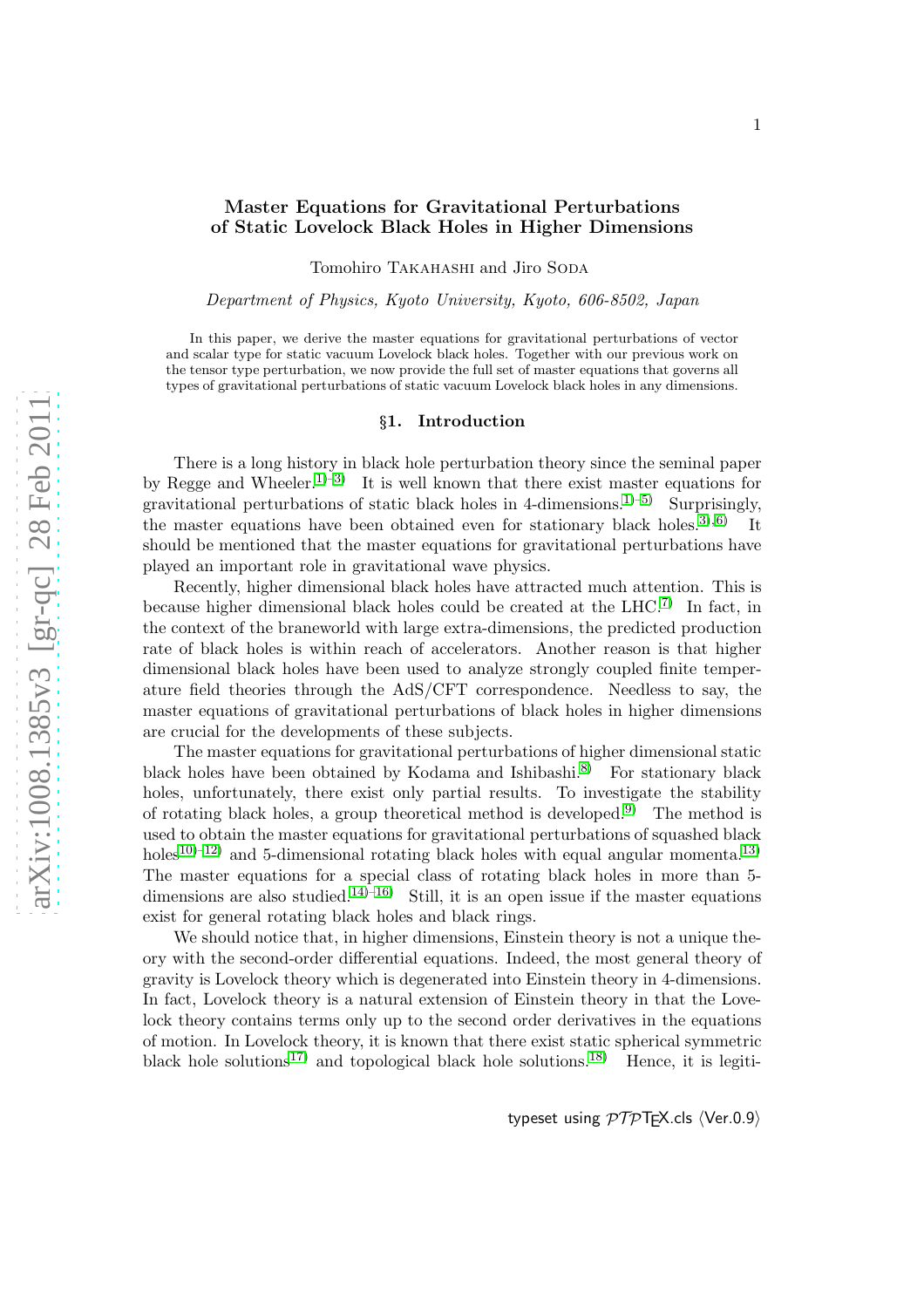# Master Equations for Gravitational Perturbations of Static Lovelock Black Holes in Higher Dimensions

Tomohiro Takahashi and Jiro Soda

*Department of Physics, Kyoto University, Kyoto, 606-8502, Japan*

In this paper, we derive the master equations for gravitational perturbations of vector and scalar type for static vacuum Lovelock black holes. Together with our previous work on the tensor type perturbation, we now provide the full set of master equations that governs all types of gravitational perturbations of static vacuum Lovelock black holes in any dimensions.

## §1. Introduction

There is a long history in black hole perturbation theory since the seminal paper by Regge and Wheeler.[1)–3)] It is well known that there exist master equations for gravitational perturbations of static black holes in 4-dimensions.[1)–5)] Surprisingly, the master equations have been obtained even for stationary black holes.[3),6)] It should be mentioned that the master equations for gravitational perturbations have played an important role in gravitational wave physics.

Recently, higher dimensional black holes have attracted much attention. This is because higher dimensional black holes could be created at the LHC.[7)] In fact, in the context of the braneworld with large extra-dimensions, the predicted production rate of black holes is within reach of accelerators. Another reason is that higher dimensional black holes have been used to analyze strongly coupled finite temperature field theories through the AdS/CFT correspondence. Needless to say, the master equations of gravitational perturbations of black holes in higher dimensions are crucial for the developments of these subjects.

The master equations for gravitational perturbations of higher dimensional static black holes have been obtained by Kodama and Ishibashi.[8)] For stationary black holes, unfortunately, there exist only partial results. To investigate the stability of rotating black holes, a group theoretical method is developed.[9)] The method is used to obtain the master equations for gravitational perturbations of squashed black holes[10)–12)] and 5-dimensional rotating black holes with equal angular momenta.[13)] The master equations for a special class of rotating black holes in more than 5-dimensions are also studied.[14)–16)] Still, it is an open issue if the master equations exist for general rotating black holes and black rings.

We should notice that, in higher dimensions, Einstein theory is not a unique theory with the second-order differential equations. Indeed, the most general theory of gravity is Lovelock theory which is degenerated into Einstein theory in 4-dimensions. In fact, Lovelock theory is a natural extension of Einstein theory in that the Lovelock theory contains terms only up to the second order derivatives in the equations of motion. In Lovelock theory, it is known that there exist static spherical symmetric black hole solutions[17)] and topological black hole solutions.[18)] Hence, it is legiti-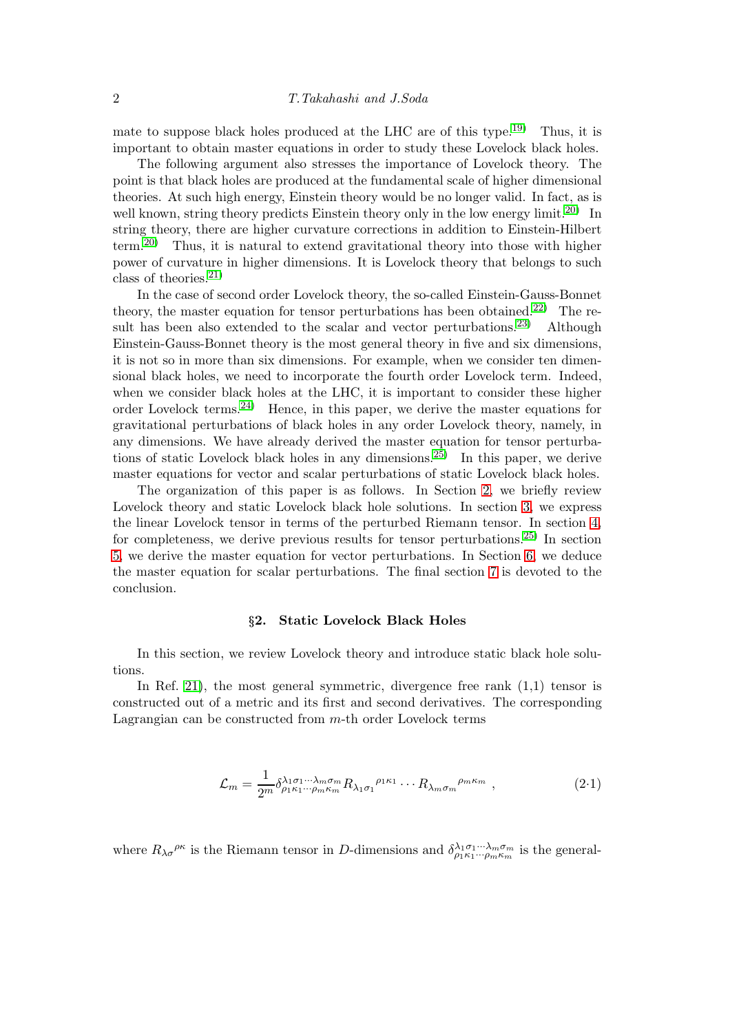mate to suppose black holes produced at the LHC are of this type.[19] Thus, it is important to obtain master equations in order to study these Lovelock black holes.

The following argument also stresses the importance of Lovelock theory. The point is that black holes are produced at the fundamental scale of higher dimensional theories. At such high energy, Einstein theory would be no longer valid. In fact, as is well known, string theory predicts Einstein theory only in the low energy limit.[20] In string theory, there are higher curvature corrections in addition to Einstein-Hilbert term.[20] Thus, it is natural to extend gravitational theory into those with higher power of curvature in higher dimensions. It is Lovelock theory that belongs to such class of theories.[21]

In the case of second order Lovelock theory, the so-called Einstein-Gauss-Bonnet theory, the master equation for tensor perturbations has been obtained.[22] The result has been also extended to the scalar and vector perturbations.[23] Although Einstein-Gauss-Bonnet theory is the most general theory in five and six dimensions, it is not so in more than six dimensions. For example, when we consider ten dimensional black holes, we need to incorporate the fourth order Lovelock term. Indeed, when we consider black holes at the LHC, it is important to consider these higher order Lovelock terms.[24] Hence, in this paper, we derive the master equations for gravitational perturbations of black holes in any order Lovelock theory, namely, in any dimensions. We have already derived the master equation for tensor perturbations of static Lovelock black holes in any dimensions.[25] In this paper, we derive master equations for vector and scalar perturbations of static Lovelock black holes.

The organization of this paper is as follows. In Section 2, we briefly review Lovelock theory and static Lovelock black hole solutions. In section 3, we express the linear Lovelock tensor in terms of the perturbed Riemann tensor. In section 4, for completeness, we derive previous results for tensor perturbations.[25] In section 5, we derive the master equation for vector perturbations. In Section 6, we deduce the master equation for scalar perturbations. The final section 7 is devoted to the conclusion.

## §2. Static Lovelock Black Holes

In this section, we review Lovelock theory and introduce static black hole solutions.

In Ref. 21), the most general symmetric, divergence free rank (1,1) tensor is constructed out of a metric and its first and second derivatives. The corresponding Lagrangian can be constructed from $m$-th order Lovelock terms

$$\mathcal{L}_m = \frac{1}{2^m}\delta^{\lambda_1\sigma_1\cdots\lambda_m\sigma_m}_{\rho_1\kappa_1\cdots\rho_m\kappa_m} R_{\lambda_1\sigma_1}{}^{\rho_1\kappa_1}\cdots R_{\lambda_m\sigma_m}{}^{\rho_m\kappa_m} \ , \tag{2·1}$$

where $R_{\lambda\sigma}{}^{\rho\kappa}$ is the Riemann tensor in $D$-dimensions and $\delta^{\lambda_1\sigma_1\cdots\lambda_m\sigma_m}_{\rho_1\kappa_1\cdots\rho_m\kappa_m}$ is the general-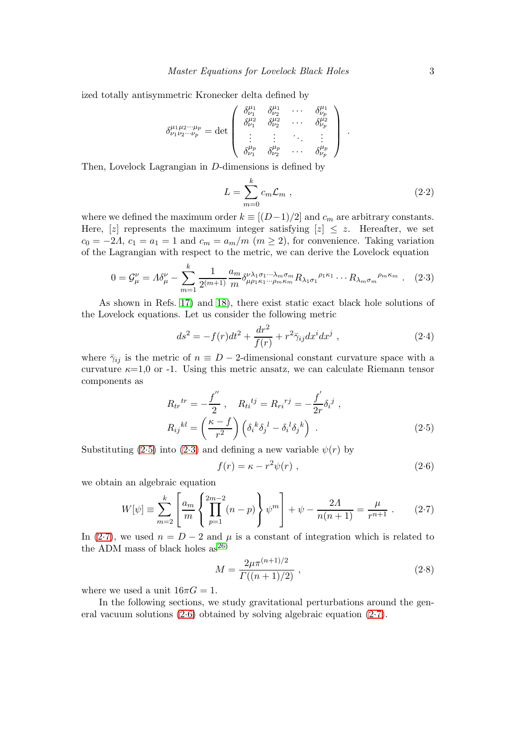ized totally antisymmetric Kronecker delta defined by

$$
\delta^{\mu_1\mu_2\cdots\mu_p}_{\nu_1\nu_2\cdots\nu_p} = \det \begin{pmatrix} \delta^{\mu_1}_{\nu_1} & \delta^{\mu_1}_{\nu_2} & \cdots & \delta^{\mu_1}_{\nu_p} \\ \delta^{\mu_2}_{\nu_1} & \delta^{\mu_2}_{\nu_2} & \cdots & \delta^{\mu_2}_{\nu_p} \\ \vdots & \vdots & \ddots & \vdots \\ \delta^{\mu_p}_{\nu_1} & \delta^{\mu_p}_{\nu_2} & \cdots & \delta^{\mu_p}_{\nu_p} \end{pmatrix} .
$$

Then, Lovelock Lagrangian in $D$-dimensions is defined by

$$
L = \sum_{m=0}^{k} c_m \mathcal{L}_m , \tag{2·2}
$$

where we defined the maximum order $k \equiv [(D-1)/2]$ and $c_m$ are arbitrary constants. Here, $[z]$ represents the maximum integer satisfying $[z] \leq z$. Hereafter, we set $c_0 = -2\Lambda$, $c_1 = a_1 = 1$ and $c_m = a_m/m$ $(m \geq 2)$, for convenience. Taking variation of the Lagrangian with respect to the metric, we can derive the Lovelock equation

$$
0 = \mathcal{G}_\mu^\nu = \Lambda \delta_\mu^\nu - \sum_{m=1}^{k} \frac{1}{2^{(m+1)}} \frac{a_m}{m} \delta^{\nu\lambda_1\sigma_1\cdots\lambda_m\sigma_m}_{\mu\rho_1\kappa_1\cdots\rho_m\kappa_m} R_{\lambda_1\sigma_1}{}^{\rho_1\kappa_1} \cdots R_{\lambda_m\sigma_m}{}^{\rho_m\kappa_m} . \tag{2·3}
$$

As shown in Refs. 17) and 18), there exist static exact black hole solutions of the Lovelock equations. Let us consider the following metric

$$
ds^2 = -f(r)dt^2 + \frac{dr^2}{f(r)} + r^2 \bar{\gamma}_{ij} dx^i dx^j , \tag{2·4}
$$

where $\bar{\gamma}_{ij}$ is the metric of $n \equiv D-2$-dimensional constant curvature space with a curvature $\kappa$=1,0 or -1. Using this metric ansatz, we can calculate Riemann tensor components as

$$
\begin{aligned}
R_{tr}{}^{tr} &= -\frac{f''}{2} , \quad R_{ti}{}^{tj} = R_{ri}{}^{rj} = -\frac{f'}{2r}\delta_i{}^j , \\
R_{ij}{}^{kl} &= \left(\frac{\kappa - f}{r^2}\right)\left(\delta_i{}^k \delta_j{}^l - \delta_i{}^l \delta_j{}^k\right) .
\end{aligned} \tag{2·5}
$$

Substituting (2·5) into (2·3) and defining a new variable $\psi(r)$ by

$$
f(r) = \kappa - r^2 \psi(r) , \tag{2·6}
$$

we obtain an algebraic equation

$$
W[\psi] \equiv \sum_{m=2}^{k} \left[ \frac{a_m}{m} \left\{ \prod_{p=1}^{2m-2} (n-p) \right\} \psi^m \right] + \psi - \frac{2\Lambda}{n(n+1)} = \frac{\mu}{r^{n+1}} . \tag{2·7}
$$

In (2·7), we used $n = D-2$ and $\mu$ is a constant of integration which is related to the ADM mass of black holes as[26)]

$$
M = \frac{2\mu\pi^{(n+1)/2}}{\Gamma((n+1)/2)} , \tag{2·8}
$$

where we used a unit $16\pi G = 1$.

In the following sections, we study gravitational perturbations around the general vacuum solutions (2·6) obtained by solving algebraic equation (2·7).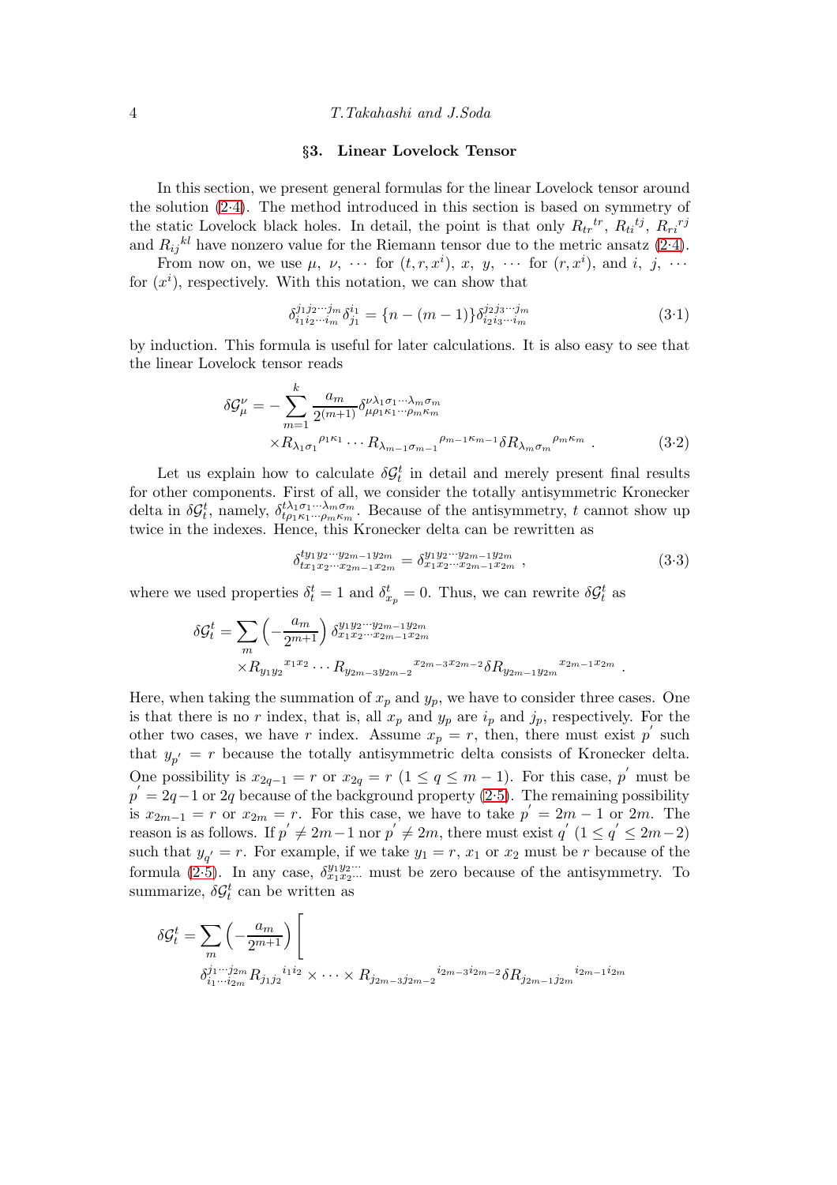## §3. Linear Lovelock Tensor

In this section, we present general formulas for the linear Lovelock tensor around the solution (2·4). The method introduced in this section is based on symmetry of the static Lovelock black holes. In detail, the point is that only $R_{tr}{}^{tr}$, $R_{ti}{}^{tj}$, $R_{ri}{}^{rj}$ and $R_{ij}{}^{kl}$ have nonzero value for the Riemann tensor due to the metric ansatz (2·4).

From now on, we use $\mu,\ \nu,\ \cdots$ for $(t, r, x^i)$, $x,\ y,\ \cdots$ for $(r, x^i)$, and $i,\ j,\ \cdots$ for $(x^i)$, respectively. With this notation, we can show that

$$\delta^{j_1 j_2 \cdots j_m}_{i_1 i_2 \cdots i_m} \delta^{i_1}_{j_1} = \{n - (m-1)\} \delta^{j_2 j_3 \cdots j_m}_{i_2 i_3 \cdots i_m} \tag{3·1}$$

by induction. This formula is useful for later calculations. It is also easy to see that the linear Lovelock tensor reads

$$\begin{aligned}\delta \mathcal{G}^{\nu}_{\mu} = &- \sum_{m=1}^{k} \frac{a_m}{2^{(m+1)}} \delta^{\nu \lambda_1 \sigma_1 \cdots \lambda_m \sigma_m}_{\mu \rho_1 \kappa_1 \cdots \rho_m \kappa_m} \\ &\times R_{\lambda_1 \sigma_1}{}^{\rho_1 \kappa_1} \cdots R_{\lambda_{m-1} \sigma_{m-1}}{}^{\rho_{m-1} \kappa_{m-1}} \delta R_{\lambda_m \sigma_m}{}^{\rho_m \kappa_m} \ .\end{aligned} \tag{3·2}$$

Let us explain how to calculate $\delta \mathcal{G}^t_t$ in detail and merely present final results for other components. First of all, we consider the totally antisymmetric Kronecker delta in $\delta \mathcal{G}^t_t$, namely, $\delta^{t \lambda_1 \sigma_1 \cdots \lambda_m \sigma_m}_{t \rho_1 \kappa_1 \cdots \rho_m \kappa_m}$. Because of the antisymmetry, $t$ cannot show up twice in the indexes. Hence, this Kronecker delta can be rewritten as

$$\delta^{t y_1 y_2 \cdots y_{2m-1} y_{2m}}_{t x_1 x_2 \cdots x_{2m-1} x_{2m}} = \delta^{y_1 y_2 \cdots y_{2m-1} y_{2m}}_{x_1 x_2 \cdots x_{2m-1} x_{2m}} \ , \tag{3·3}$$

where we used properties $\delta^t_t = 1$ and $\delta^t_{x_p} = 0$. Thus, we can rewrite $\delta \mathcal{G}^t_t$ as

$$\begin{aligned}\delta \mathcal{G}^t_t = &\sum_m \left( - \frac{a_m}{2^{m+1}} \right) \delta^{y_1 y_2 \cdots y_{2m-1} y_{2m}}_{x_1 x_2 \cdots x_{2m-1} x_{2m}} \\ &\times R_{y_1 y_2}{}^{x_1 x_2} \cdots R_{y_{2m-3} y_{2m-2}}{}^{x_{2m-3} x_{2m-2}} \delta R_{y_{2m-1} y_{2m}}{}^{x_{2m-1} x_{2m}} \ .\end{aligned}$$

Here, when taking the summation of $x_p$ and $y_p$, we have to consider three cases. One is that there is no $r$ index, that is, all $x_p$ and $y_p$ are $i_p$ and $j_p$, respectively. For the other two cases, we have $r$ index. Assume $x_p = r$, then, there must exist $p'$ such that $y_{p'} = r$ because the totally antisymmetric delta consists of Kronecker delta. One possibility is $x_{2q-1} = r$ or $x_{2q} = r$ $(1 \le q \le m-1)$. For this case, $p'$ must be $p' = 2q-1$ or $2q$ because of the background property (2·5). The remaining possibility is $x_{2m-1} = r$ or $x_{2m} = r$. For this case, we have to take $p' = 2m-1$ or $2m$. The reason is as follows. If $p' \neq 2m-1$ nor $p' \neq 2m$, there must exist $q'$ $(1 \le q' \le 2m-2)$ such that $y_{q'} = r$. For example, if we take $y_1 = r$, $x_1$ or $x_2$ must be $r$ because of the formula (2·5). In any case, $\delta^{y_1 y_2 \cdots}_{x_1 x_2 \cdots}$ must be zero because of the antisymmetry. To summarize, $\delta \mathcal{G}^t_t$ can be written as

$$\begin{aligned}\delta \mathcal{G}^t_t = \sum_m \left( - \frac{a_m}{2^{m+1}} \right) \Bigg[ \\ \delta^{j_1 \cdots j_{2m}}_{i_1 \cdots i_{2m}} R_{j_1 j_2}{}^{i_1 i_2} \times \cdots \times R_{j_{2m-3} j_{2m-2}}{}^{i_{2m-3} i_{2m-2}} \delta R_{j_{2m-1} j_{2m}}{}^{i_{2m-1} i_{2m}}\end{aligned}$$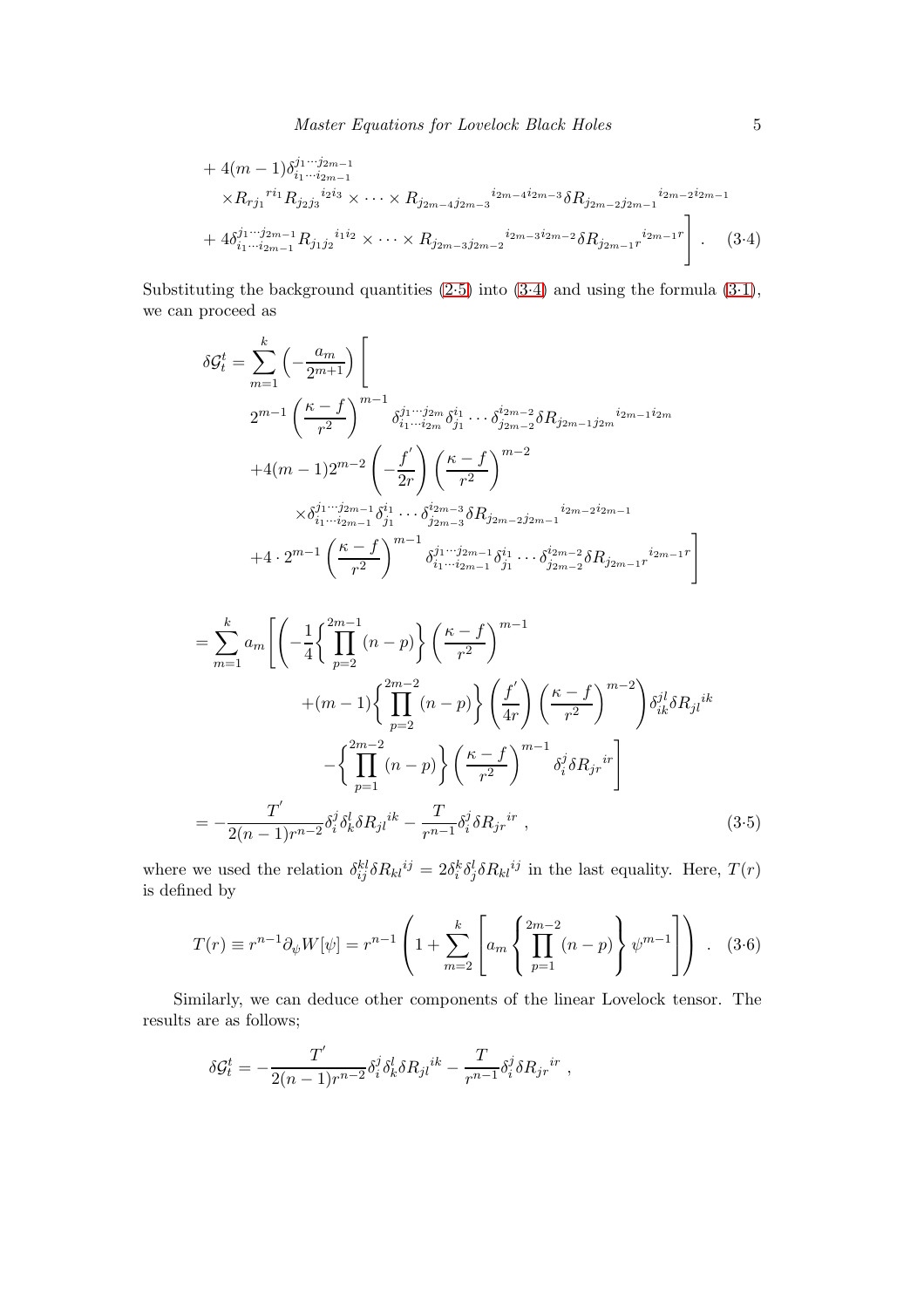$$
\begin{aligned}
&+4(m-1)\delta^{j_1\cdots j_{2m-1}}_{i_1\cdots i_{2m-1}} \\
&\quad\times R_{rj_1}{}^{ri_1} R_{j_2 j_3}{}^{i_2 i_3}\times\cdots\times R_{j_{2m-4}j_{2m-3}}{}^{i_{2m-4}i_{2m-3}}\delta R_{j_{2m-2}j_{2m-1}}{}^{i_{2m-2}i_{2m-1}} \\
&+4\delta^{j_1\cdots j_{2m-1}}_{i_1\cdots i_{2m-1}} R_{j_1 j_2}{}^{i_1 i_2}\times\cdots\times R_{j_{2m-3}j_{2m-2}}{}^{i_{2m-3}i_{2m-2}}\delta R_{j_{2m-1}r}{}^{i_{2m-1}r}\Bigg] \ . \qquad (3\cdot4)
\end{aligned}
$$

Substituting the background quantities (2·5) into (3·4) and using the formula (3·1), we can proceed as

$$
\begin{aligned}
\delta\mathcal{G}^t_t = \sum_{m=1}^{k}\left(-\frac{a_m}{2^{m+1}}\right)\Bigg[ &\\
&2^{m-1}\left(\frac{\kappa-f}{r^2}\right)^{m-1}\delta^{j_1\cdots j_{2m}}_{i_1\cdots i_{2m}}\delta^{i_1}_{j_1}\cdots\delta^{i_{2m-2}}_{j_{2m-2}}\delta R_{j_{2m-1}j_{2m}}{}^{i_{2m-1}i_{2m}} \\
&+4(m-1)2^{m-2}\left(-\frac{f'}{2r}\right)\left(\frac{\kappa-f}{r^2}\right)^{m-2} \\
&\quad\times\delta^{j_1\cdots j_{2m-1}}_{i_1\cdots i_{2m-1}}\delta^{i_1}_{j_1}\cdots\delta^{i_{2m-3}}_{j_{2m-3}}\delta R_{j_{2m-2}j_{2m-1}}{}^{i_{2m-2}i_{2m-1}} \\
&+4\cdot 2^{m-1}\left(\frac{\kappa-f}{r^2}\right)^{m-1}\delta^{j_1\cdots j_{2m-1}}_{i_1\cdots i_{2m-1}}\delta^{i_1}_{j_1}\cdots\delta^{i_{2m-2}}_{j_{2m-2}}\delta R_{j_{2m-1}r}{}^{i_{2m-1}r}\Bigg]
\end{aligned}
$$

$$
\begin{aligned}
&=\sum_{m=1}^{k}a_m\Bigg[\left(-\frac{1}{4}\left\{\prod_{p=2}^{2m-1}(n-p)\right\}\left(\frac{\kappa-f}{r^2}\right)^{m-1}\right. \\
&\qquad\left.+(m-1)\left\{\prod_{p=2}^{2m-2}(n-p)\right\}\left(\frac{f'}{4r}\right)\left(\frac{\kappa-f}{r^2}\right)^{m-2}\right)\delta^{jl}_{ik}\delta R_{jl}{}^{ik} \\
&\qquad-\left\{\prod_{p=1}^{2m-2}(n-p)\right\}\left(\frac{\kappa-f}{r^2}\right)^{m-1}\delta^j_i\delta R_{jr}{}^{ir}\Bigg] \\
&=-\frac{T'}{2(n-1)r^{n-2}}\delta^j_i\delta^l_k\delta R_{jl}{}^{ik}-\frac{T}{r^{n-1}}\delta^j_i\delta R_{jr}{}^{ir} \ , \qquad (3\cdot5)
\end{aligned}
$$

where we used the relation $\delta^{kl}_{ij}\delta R_{kl}{}^{ij} = 2\delta^k_i\delta^l_j\delta R_{kl}{}^{ij}$ in the last equality. Here, $T(r)$ is defined by

$$
T(r) \equiv r^{n-1}\partial_\psi W[\psi] = r^{n-1}\left(1+\sum_{m=2}^{k}\left[a_m\left\{\prod_{p=1}^{2m-2}(n-p)\right\}\psi^{m-1}\right]\right) \ . \qquad (3\cdot6)
$$

Similarly, we can deduce other components of the linear Lovelock tensor. The results are as follows;

$$
\delta\mathcal{G}^t_t = -\frac{T'}{2(n-1)r^{n-2}}\delta^j_i\delta^l_k\delta R_{jl}{}^{ik}-\frac{T}{r^{n-1}}\delta^j_i\delta R_{jr}{}^{ir} \ ,
$$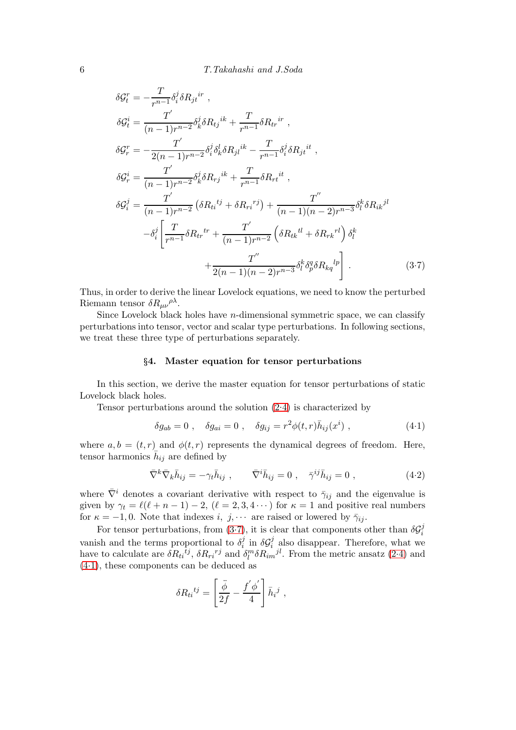$$
\begin{aligned}
\delta\mathcal{G}^r_t &= -\frac{T}{r^{n-1}}\delta^j_i \delta R_{jt}{}^{ir} \ , \\
\delta\mathcal{G}^i_t &= \frac{T^{'}}{(n-1)r^{n-2}}\delta^j_k \delta R_{tj}{}^{ik} + \frac{T}{r^{n-1}}\delta R_{tr}{}^{ir} \ , \\
\delta\mathcal{G}^r_r &= -\frac{T^{'}}{2(n-1)r^{n-2}}\delta^j_i \delta^l_k \delta R_{jl}{}^{ik} - \frac{T}{r^{n-1}}\delta^j_i \delta R_{jt}{}^{it} \ , \\
\delta\mathcal{G}^i_r &= \frac{T^{'}}{(n-1)r^{n-2}}\delta^j_k \delta R_{rj}{}^{ik} + \frac{T}{r^{n-1}}\delta R_{rt}{}^{it} \ , \\
\delta\mathcal{G}^j_i &= \frac{T^{'}}{(n-1)r^{n-2}}\left(\delta R_{ti}{}^{tj} + \delta R_{ri}{}^{rj}\right) + \frac{T^{''}}{(n-1)(n-2)r^{n-3}}\delta^k_l \delta R_{ik}{}^{jl} \\
&\quad -\delta^j_i\left[\frac{T}{r^{n-1}}\delta R_{tr}{}^{tr} + \frac{T^{'}}{(n-1)r^{n-2}}\left(\delta R_{tk}{}^{tl} + \delta R_{rk}{}^{rl}\right)\delta^k_l \right. \\
&\qquad\qquad \left. + \frac{T^{''}}{2(n-1)(n-2)r^{n-3}}\delta^k_l \delta^q_p \delta R_{kq}{}^{lp}\right] \ . 
\end{aligned}
\tag{3·7}
$$

Thus, in order to derive the linear Lovelock equations, we need to know the perturbed Riemann tensor $\delta R_{\mu\nu}{}^{\rho\lambda}$.

Since Lovelock black holes have $n$-dimensional symmetric space, we can classify perturbations into tensor, vector and scalar type perturbations. In following sections, we treat these three type of perturbations separately.

## §4. Master equation for tensor perturbations

In this section, we derive the master equation for tensor perturbations of static Lovelock black holes.

Tensor perturbations around the solution (2·4) is characterized by

$$
\delta g_{ab} = 0 \ , \quad \delta g_{ai} = 0 \ , \quad \delta g_{ij} = r^2 \phi(t,r) \bar{h}_{ij}(x^i) \ , \tag{4·1}
$$

where $a, b = (t, r)$ and $\phi(t,r)$ represents the dynamical degrees of freedom. Here, tensor harmonics $\bar{h}_{ij}$ are defined by

$$
\bar{\nabla}^k \bar{\nabla}_k \bar{h}_{ij} = -\gamma_t \bar{h}_{ij} \ , \qquad \bar{\nabla}^i \bar{h}_{ij} = 0 \ , \quad \bar{\gamma}^{ij}\bar{h}_{ij} = 0 \ , \tag{4·2}
$$

where $\bar{\nabla}^i$ denotes a covariant derivative with respect to $\bar{\gamma}_{ij}$ and the eigenvalue is given by $\gamma_t = \ell(\ell + n - 1) - 2$, $(\ell = 2, 3, 4 \cdots)$ for $\kappa = 1$ and positive real numbers for $\kappa = -1, 0$. Note that indexes $i, \ j, \cdots$ are raised or lowered by $\bar{\gamma}_{ij}$.

For tensor perturbations, from (3·7), it is clear that components other than $\delta\mathcal{G}^j_i$ vanish and the terms proportional to $\delta^j_i$ in $\delta\mathcal{G}^j_i$ also disappear. Therefore, what we have to calculate are $\delta R_{ti}{}^{tj}$, $\delta R_{ri}{}^{rj}$ and $\delta^m_l \delta R_{im}{}^{jl}$. From the metric ansatz (2·4) and (4·1), these components can be deduced as

$$
\delta R_{ti}{}^{tj} = \left[\frac{\ddot{\phi}}{2f} - \frac{f^{'}\phi^{'}}{4}\right]\bar{h}_i{}^j \ ,
$$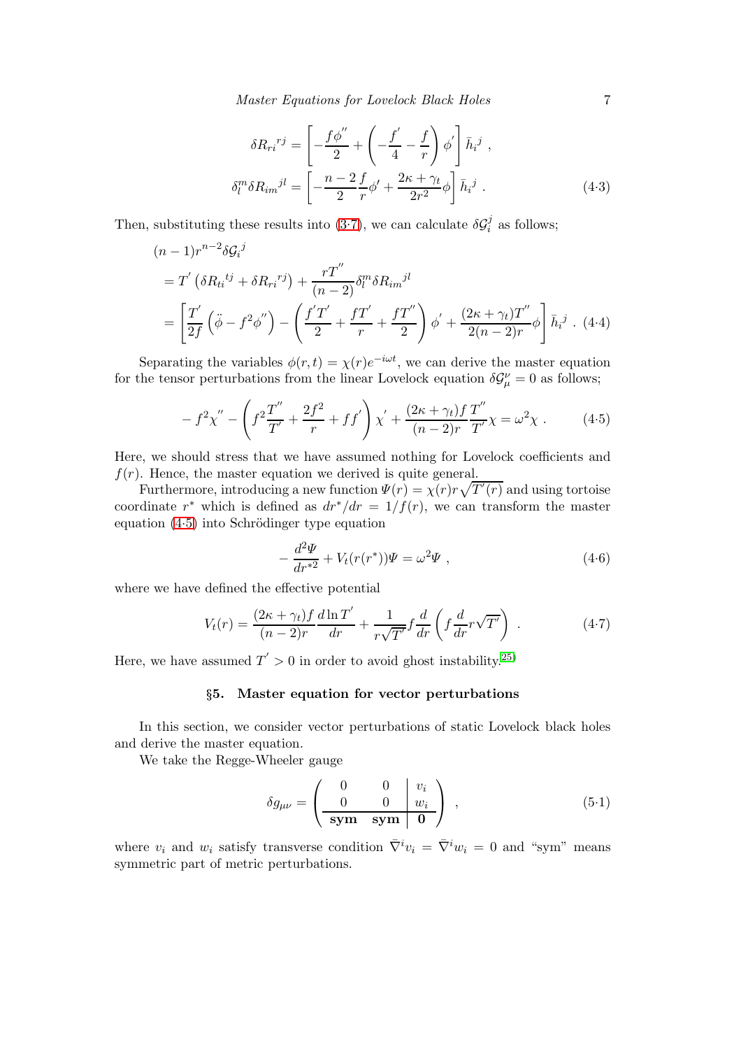$$\delta R_{ri}{}^{rj} = \left[ -\frac{f\phi^{''}}{2} + \left( -\frac{f^{'}}{4} - \frac{f}{r} \right) \phi^{'} \right] \bar{h}_i{}^j \ ,$$

$$\delta_l^m \delta R_{im}{}^{jl} = \left[ -\frac{n-2}{2}\frac{f}{r}\phi' + \frac{2\kappa + \gamma_t}{2r^2}\phi \right] \bar{h}_i{}^j \ . \tag{4·3}$$

Then, substituting these results into (3·7), we can calculate $\delta\mathcal{G}_i^j$ as follows;

$$\begin{aligned}
&(n-1)r^{n-2}\delta\mathcal{G}_i{}^j \\
&= T^{'} \left( \delta R_{ti}{}^{tj} + \delta R_{ri}{}^{rj} \right) + \frac{rT^{''}}{(n-2)} \delta_l^m \delta R_{im}{}^{jl} \\
&= \left[ \frac{T^{'}}{2f} \left( \ddot{\phi} - f^2 \phi^{''} \right) - \left( \frac{f^{'}T^{'}}{2} + \frac{fT^{'}}{r} + \frac{fT^{''}}{2} \right) \phi^{'} + \frac{(2\kappa + \gamma_t)T^{''}}{2(n-2)r} \phi \right] \bar{h}_i{}^j \ . 
\end{aligned} \tag{4·4}$$

Separating the variables $\phi(r,t) = \chi(r)e^{-i\omega t}$, we can derive the master equation for the tensor perturbations from the linear Lovelock equation $\delta\mathcal{G}_\mu^\nu = 0$ as follows;

$$-f^2\chi^{''} - \left( f^2 \frac{T^{''}}{T^{'}} + \frac{2f^2}{r} + ff^{'} \right) \chi^{'} + \frac{(2\kappa + \gamma_t)f}{(n-2)r} \frac{T^{''}}{T^{'}} \chi = \omega^2 \chi \ . \tag{4·5}$$

Here, we should stress that we have assumed nothing for Lovelock coefficients and $f(r)$. Hence, the master equation we derived is quite general.

Furthermore, introducing a new function $\Psi(r) = \chi(r) r \sqrt{T^{'}(r)}$ and using tortoise coordinate $r^*$ which is defined as $dr^*/dr = 1/f(r)$, we can transform the master equation (4·5) into Schrödinger type equation

$$-\frac{d^2\Psi}{dr^{*2}} + V_t(r(r^*))\Psi = \omega^2 \Psi \ , \tag{4·6}$$

where we have defined the effective potential

$$V_t(r) = \frac{(2\kappa + \gamma_t)f}{(n-2)r} \frac{d \ln T^{'}}{dr} + \frac{1}{r\sqrt{T^{'}}} f \frac{d}{dr} \left( f \frac{d}{dr} r\sqrt{T^{'}} \right) \ . \tag{4·7}$$

Here, we have assumed $T^{'} > 0$ in order to avoid ghost instability.[25)]

## §5. Master equation for vector perturbations

In this section, we consider vector perturbations of static Lovelock black holes and derive the master equation.

We take the Regge-Wheeler gauge

$$\delta g_{\mu\nu} = \left( \begin{array}{cc|c} 0 & 0 & v_i \\ 0 & 0 & w_i \\ \hline \textbf{sym} & \textbf{sym} & \textbf{0} \end{array} \right) \ , \tag{5·1}$$

where $v_i$ and $w_i$ satisfy transverse condition $\bar{\nabla}^i v_i = \bar{\nabla}^i w_i = 0$ and "sym" means symmetric part of metric perturbations.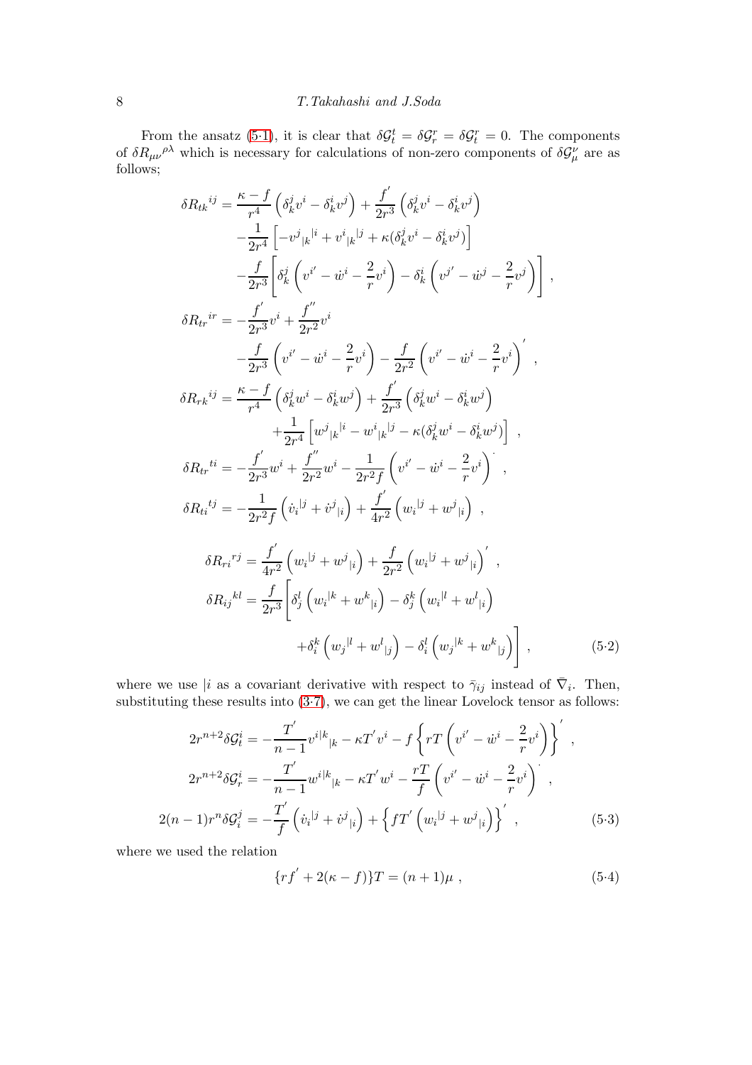From the ansatz (5·1), it is clear that $\delta\mathcal{G}^t_t = \delta\mathcal{G}^r_r = \delta\mathcal{G}^r_t = 0$. The components of $\delta R_{\mu\nu}{}^{\rho\lambda}$ which is necessary for calculations of non-zero components of $\delta\mathcal{G}^\nu_\mu$ are as follows;

$$
\begin{aligned}
\delta R_{tk}{}^{ij} &= \frac{\kappa - f}{r^4}\left(\delta^j_k v^i - \delta^i_k v^j\right) + \frac{f'}{2r^3}\left(\delta^j_k v^i - \delta^i_k v^j\right) \\
&\quad - \frac{1}{2r^4}\left[-v^j{}_{|k}{}^{|i} + v^i{}_{|k}{}^{|j} + \kappa(\delta^j_k v^i - \delta^i_k v^j)\right] \\
&\quad - \frac{f}{2r^3}\left[\delta^j_k\left(v^{i'} - \dot{w}^i - \frac{2}{r}v^i\right) - \delta^i_k\left(v^{j'} - \dot{w}^j - \frac{2}{r}v^j\right)\right], \\
\delta R_{tr}{}^{ir} &= -\frac{f'}{2r^3}v^i + \frac{f''}{2r^2}v^i \\
&\quad - \frac{f}{2r^3}\left(v^{i'} - \dot{w}^i - \frac{2}{r}v^i\right) - \frac{f}{2r^2}\left(v^{i'} - \dot{w}^i - \frac{2}{r}v^i\right)', \\
\delta R_{rk}{}^{ij} &= \frac{\kappa - f}{r^4}\left(\delta^j_k w^i - \delta^i_k w^j\right) + \frac{f'}{2r^3}\left(\delta^j_k w^i - \delta^i_k w^j\right) \\
&\quad + \frac{1}{2r^4}\left[w^j{}_{|k}{}^{|i} - w^i{}_{|k}{}^{|j} - \kappa(\delta^j_k w^i - \delta^i_k w^j)\right], \\
\delta R_{tr}{}^{ti} &= -\frac{f'}{2r^3}w^i + \frac{f''}{2r^2}w^i - \frac{1}{2r^2 f}\left(v^{i'} - \dot{w}^i - \frac{2}{r}v^i\right)^{\cdot}, \\
\delta R_{ti}{}^{tj} &= -\frac{1}{2r^2 f}\left(\dot{v}_i{}^{|j} + \dot{v}^j{}_{|i}\right) + \frac{f'}{4r^2}\left(w_i{}^{|j} + w^j{}_{|i}\right), \\
\delta R_{ri}{}^{rj} &= \frac{f'}{4r^2}\left(w_i{}^{|j} + w^j{}_{|i}\right) + \frac{f}{2r^2}\left(w_i{}^{|j} + w^j{}_{|i}\right)', \\
\delta R_{ij}{}^{kl} &= \frac{f}{2r^3}\Bigg[\delta^l_j\left(w_i{}^{|k} + w^k{}_{|i}\right) - \delta^k_j\left(w_i{}^{|l} + w^l{}_{|i}\right) \\
&\qquad + \delta^k_i\left(w_j{}^{|l} + w^l{}_{|j}\right) - \delta^l_i\left(w_j{}^{|k} + w^k{}_{|j}\right)\Bigg],
\end{aligned}
\tag{5·2}
$$

where we use $|i$ as a covariant derivative with respect to $\bar{\gamma}_{ij}$ instead of $\bar{\nabla}_i$. Then, substituting these results into (3·7), we can get the linear Lovelock tensor as follows:

$$
\begin{aligned}
2r^{n+2}\delta\mathcal{G}^i_t &= -\frac{T'}{n-1}v^{i|k}{}_{|k} - \kappa T' v^i - f\left\{rT\left(v^{i'} - \dot{w}^i - \frac{2}{r}v^i\right)\right\}', \\
2r^{n+2}\delta\mathcal{G}^i_r &= -\frac{T'}{n-1}w^{i|k}{}_{|k} - \kappa T' w^i - \frac{rT}{f}\left(v^{i'} - \dot{w}^i - \frac{2}{r}v^i\right)^{\cdot}, \\
2(n-1)r^n\delta\mathcal{G}^j_i &= -\frac{T'}{f}\left(\dot{v}_i{}^{|j} + \dot{v}^j{}_{|i}\right) + \left\{fT'\left(w_i{}^{|j} + w^j{}_{|i}\right)\right\}',
\end{aligned}
\tag{5·3}
$$

where we used the relation

$$
\{rf' + 2(\kappa - f)\}T = (n+1)\mu\ ,
\tag{5·4}
$$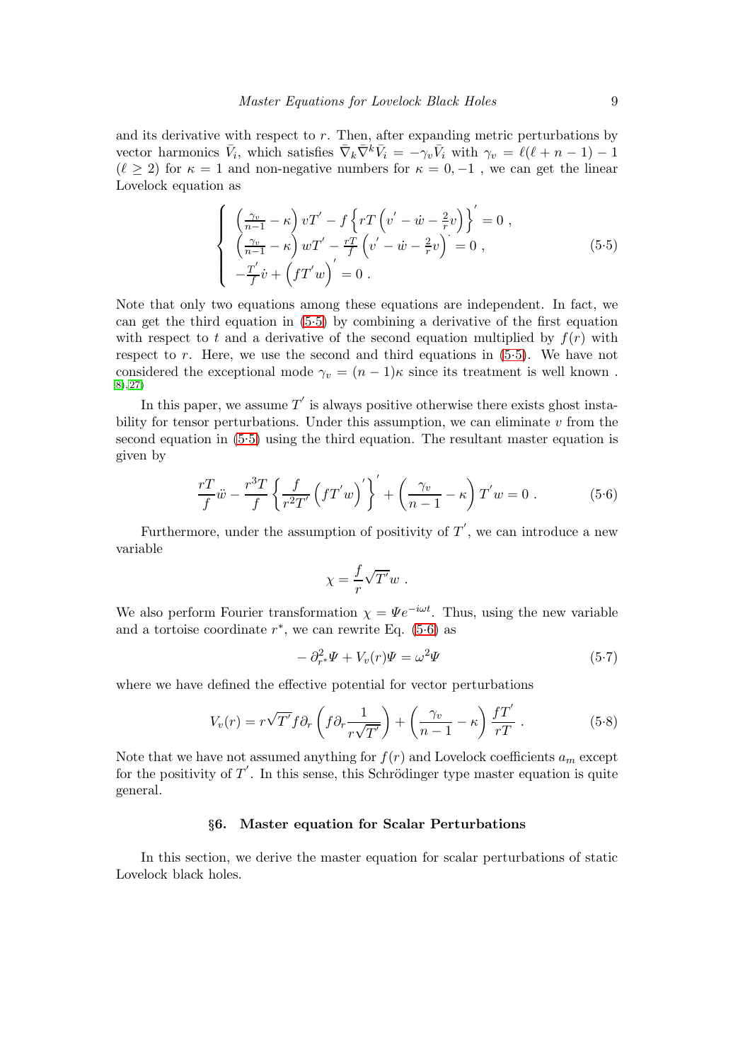and its derivative with respect to $r$. Then, after expanding metric perturbations by vector harmonics $\bar{V}_i$, which satisfies $\bar{\nabla}_k \bar{\nabla}^k \bar{V}_i = -\gamma_v \bar{V}_i$ with $\gamma_v = \ell(\ell+n-1) - 1$ ($\ell \geq 2$) for $\kappa = 1$ and non-negative numbers for $\kappa = 0, -1$ , we can get the linear Lovelock equation as

$$
\begin{cases}
\left(\frac{\gamma_v}{n-1} - \kappa\right) v T' - f\left\{ rT\left(v' - \dot{w} - \frac{2}{r}v\right)\right\}' = 0 \, , \\
\left(\frac{\gamma_v}{n-1} - \kappa\right) w T' - \frac{rT}{f}\left(v' - \dot{w} - \frac{2}{r}v\right)^{\cdot} = 0 \, , \\
-\frac{T'}{f}\dot{v} + \left(fT'w\right)' = 0 \, .
\end{cases}
\tag{5·5}
$$

Note that only two equations among these equations are independent. In fact, we can get the third equation in (5·5) by combining a derivative of the first equation with respect to $t$ and a derivative of the second equation multiplied by $f(r)$ with respect to $r$. Here, we use the second and third equations in (5·5). We have not considered the exceptional mode $\gamma_v = (n-1)\kappa$ since its treatment is well known . [8),27)]

In this paper, we assume $T'$ is always positive otherwise there exists ghost instability for tensor perturbations. Under this assumption, we can eliminate $v$ from the second equation in (5·5) using the third equation. The resultant master equation is given by

$$
\frac{rT}{f}\ddot{w} - \frac{r^3 T}{f}\left\{\frac{f}{r^2 T'}\left(fT'w\right)'\right\}' + \left(\frac{\gamma_v}{n-1} - \kappa\right) T' w = 0 \, . \tag{5·6}
$$

Furthermore, under the assumption of positivity of $T'$, we can introduce a new variable

$$
\chi = \frac{f}{r}\sqrt{T'}w \, .
$$

We also perform Fourier transformation $\chi = \Psi e^{-i\omega t}$. Thus, using the new variable and a tortoise coordinate $r^*$, we can rewrite Eq. (5·6) as

$$
-\partial_{r^*}^2 \Psi + V_v(r)\Psi = \omega^2 \Psi \tag{5·7}
$$

where we have defined the effective potential for vector perturbations

$$
V_v(r) = r\sqrt{T'} f \partial_r\left(f\partial_r \frac{1}{r\sqrt{T'}}\right) + \left(\frac{\gamma_v}{n-1} - \kappa\right)\frac{fT'}{rT} \, . \tag{5·8}
$$

Note that we have not assumed anything for $f(r)$ and Lovelock coefficients $a_m$ except for the positivity of $T'$. In this sense, this Schrödinger type master equation is quite general.

## §6. Master equation for Scalar Perturbations

In this section, we derive the master equation for scalar perturbations of static Lovelock black holes.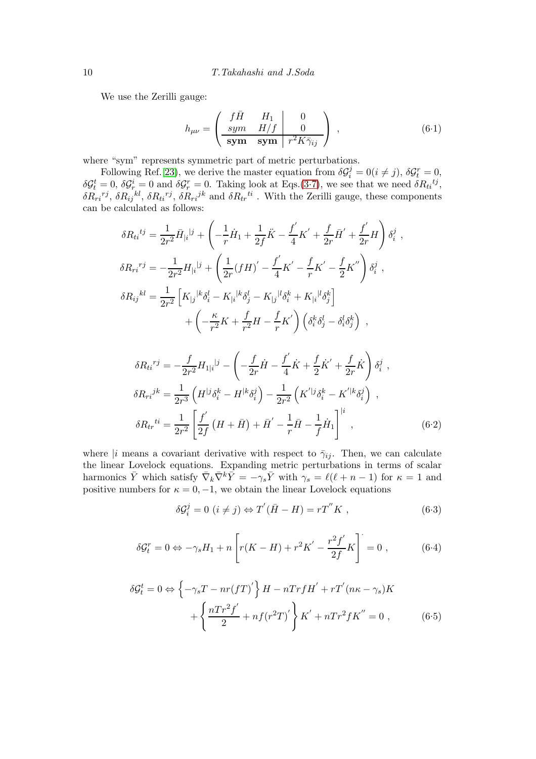We use the Zerilli gauge:

$$
h_{\mu\nu} = \left( \begin{array}{cc|c} f\bar{H} & H_1 & 0 \\ sym & H/f & 0 \\ \hline \textbf{sym} & \textbf{sym} & r^2 K \bar{\gamma}_{ij} \end{array} \right) \ , \tag{6·1}
$$

where "sym" represents symmetric part of metric perturbations.

Following Ref. [23], we derive the master equation from $\delta\mathcal{G}_i^j = 0 (i \neq j)$, $\delta\mathcal{G}_t^r = 0$, $\delta\mathcal{G}_t^t = 0$, $\delta\mathcal{G}_r^i = 0$ and $\delta\mathcal{G}_r^r = 0$. Taking look at Eqs.(3·7), we see that we need $\delta R_{ti}{}^{tj}$, $\delta R_{ri}{}^{rj}$, $\delta R_{ij}{}^{kl}$, $\delta R_{ti}{}^{rj}$, $\delta R_{ri}{}^{jk}$ and $\delta R_{tr}{}^{ti}$ . With the Zerilli gauge, these components can be calculated as follows:

$$
\begin{aligned}
\delta R_{ti}{}^{tj} &= \frac{1}{2r^2}\bar{H}_{|i}{}^{|j} + \left( -\frac{1}{r}\dot{H}_1 + \frac{1}{2f}\ddot{K} - \frac{f^{'}}{4}K^{'} + \frac{f}{2r}\bar{H}^{'} + \frac{f^{'}}{2r}H \right)\delta_i^j \ , \\
\delta R_{ri}{}^{rj} &= -\frac{1}{2r^2}H_{|i}{}^{|j} + \left( \frac{1}{2r}(fH)^{'} - \frac{f^{'}}{4}K^{'} - \frac{f}{r}K^{'} - \frac{f}{2}K^{''} \right)\delta_i^j \ , \\
\delta R_{ij}{}^{kl} &= \frac{1}{2r^2}\left[ K_{|j}{}^{|k}\delta_i^l - K_{|i}{}^{|k}\delta_j^l - K_{|j}{}^{|l}\delta_i^k + K_{|i}{}^{|l}\delta_j^k \right] \\
&\quad + \left( -\frac{\kappa}{r^2}K + \frac{f}{r^2}H - \frac{f}{r}K^{'} \right)\left( \delta_i^k\delta_j^l - \delta_i^l\delta_j^k \right) \ ,
\end{aligned}
$$

$$
\begin{aligned}
\delta R_{ti}{}^{rj} &= -\frac{f}{2r^2}H_{1|i}{}^{|j} - \left( -\frac{f}{2r}\dot{H} - \frac{f^{'}}{4}\dot{K} + \frac{f}{2}\dot{K}^{'} + \frac{f}{2r}\dot{K} \right)\delta_i^j \ , \\
\delta R_{ri}{}^{jk} &= \frac{1}{2r^3}\left( H^{|j}\delta_i^k - H^{|k}\delta_i^j \right) - \frac{1}{2r^2}\left( K^{'|j}\delta_i^k - K^{'|k}\delta_i^j \right) \ , \\
\delta R_{tr}{}^{ti} &= \frac{1}{2r^2}\left[ \frac{f^{'}}{2f}\left( H + \bar{H} \right) + \bar{H}^{'} - \frac{1}{r}\bar{H} - \frac{1}{f}\dot{H}_1 \right]^{|i} \ ,
\end{aligned} \tag{6·2}
$$

where $|i$ means a covariant derivative with respect to $\bar{\gamma}_{ij}$. Then, we can calculate the linear Lovelock equations. Expanding metric perturbations in terms of scalar harmonics $\bar{Y}$ which satisfy $\bar{\nabla}_k\bar{\nabla}^k\bar{Y} = -\gamma_s\bar{Y}$ with $\gamma_s = \ell(\ell+n-1)$ for $\kappa = 1$ and positive numbers for $\kappa = 0, -1$, we obtain the linear Lovelock equations

$$
\delta\mathcal{G}_i^j = 0 \ (i \neq j) \Leftrightarrow T^{'}(\bar{H} - H) = rT^{''}K \ , \tag{6·3}
$$

$$
\delta\mathcal{G}_t^r = 0 \Leftrightarrow -\gamma_s H_1 + n\left[ r(K - H) + r^2K^{'} - \frac{r^2 f^{'}}{2f}K \right]^{\cdot} = 0 \ , \tag{6·4}
$$

$$
\begin{aligned}
\delta\mathcal{G}_t^t = 0 \Leftrightarrow &\left\{ -\gamma_s T - nr(fT)^{'} \right\} H - nTrfH^{'} + rT^{'}(n\kappa - \gamma_s)K \\
&+ \left\{ \frac{nTr^2 f^{'}}{2} + nf(r^2T)^{'} \right\} K^{'} + nTr^2 fK^{''} = 0 \ ,
\end{aligned} \tag{6·5}
$$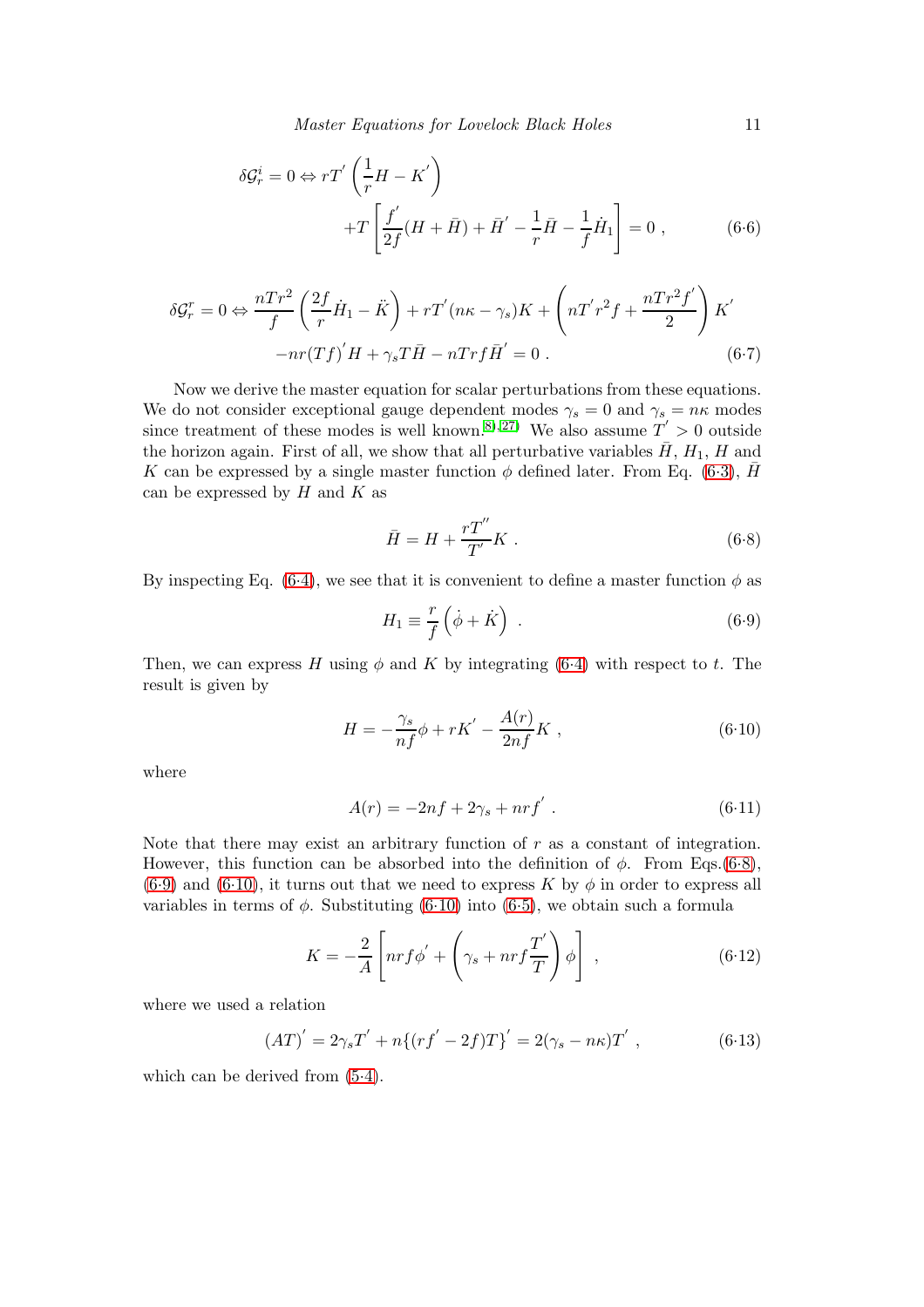$$\delta\mathcal{G}^i_r = 0 \Leftrightarrow rT^{'}\left(\frac{1}{r}H - K^{'}\right) + T\left[\frac{f^{'}}{2f}(H+\bar{H}) + \bar{H}^{'} - \frac{1}{r}\bar{H} - \frac{1}{f}\dot{H}_1\right] = 0 \ , \tag{6·6}$$

$$\delta\mathcal{G}^r_r = 0 \Leftrightarrow \frac{nTr^2}{f}\left(\frac{2f}{r}\dot{H}_1 - \ddot{K}\right) + rT^{'}(n\kappa - \gamma_s)K + \left(nT^{'}r^2 f + \frac{nTr^2 f^{'}}{2}\right)K^{'} - nr(Tf)^{'}H + \gamma_s T\bar{H} - nTrf\bar{H}^{'} = 0 \ . \tag{6·7}$$

Now we derive the master equation for scalar perturbations from these equations. We do not consider exceptional gauge dependent modes $\gamma_s = 0$ and $\gamma_s = n\kappa$ modes since treatment of these modes is well known.[8),27)] We also assume $T^{'} > 0$ outside the horizon again. First of all, we show that all perturbative variables $\bar{H}$, $H_1$, $H$ and $K$ can be expressed by a single master function $\phi$ defined later. From Eq. (6·3), $\bar{H}$ can be expressed by $H$ and $K$ as

$$\bar{H} = H + \frac{rT^{''}}{T^{'}}K \ . \tag{6·8}$$

By inspecting Eq. (6·4), we see that it is convenient to define a master function $\phi$ as

$$H_1 \equiv \frac{r}{f}\left(\dot{\phi} + \dot{K}\right) \ . \tag{6·9}$$

Then, we can express $H$ using $\phi$ and $K$ by integrating (6·4) with respect to $t$. The result is given by

$$H = -\frac{\gamma_s}{nf}\phi + rK^{'} - \frac{A(r)}{2nf}K \ , \tag{6·10}$$

where

$$A(r) = -2nf + 2\gamma_s + nrf^{'} \ . \tag{6·11}$$

Note that there may exist an arbitrary function of $r$ as a constant of integration. However, this function can be absorbed into the definition of $\phi$. From Eqs.(6·8), (6·9) and (6·10), it turns out that we need to express $K$ by $\phi$ in order to express all variables in terms of $\phi$. Substituting (6·10) into (6·5), we obtain such a formula

$$K = -\frac{2}{A}\left[nrf\phi^{'} + \left(\gamma_s + nrf\frac{T^{'}}{T}\right)\phi\right] \ , \tag{6·12}$$

where we used a relation

$$(AT)^{'} = 2\gamma_s T^{'} + n\{(rf^{'} - 2f)T\}^{'} = 2(\gamma_s - n\kappa)T^{'} \ , \tag{6·13}$$

which can be derived from (5·4).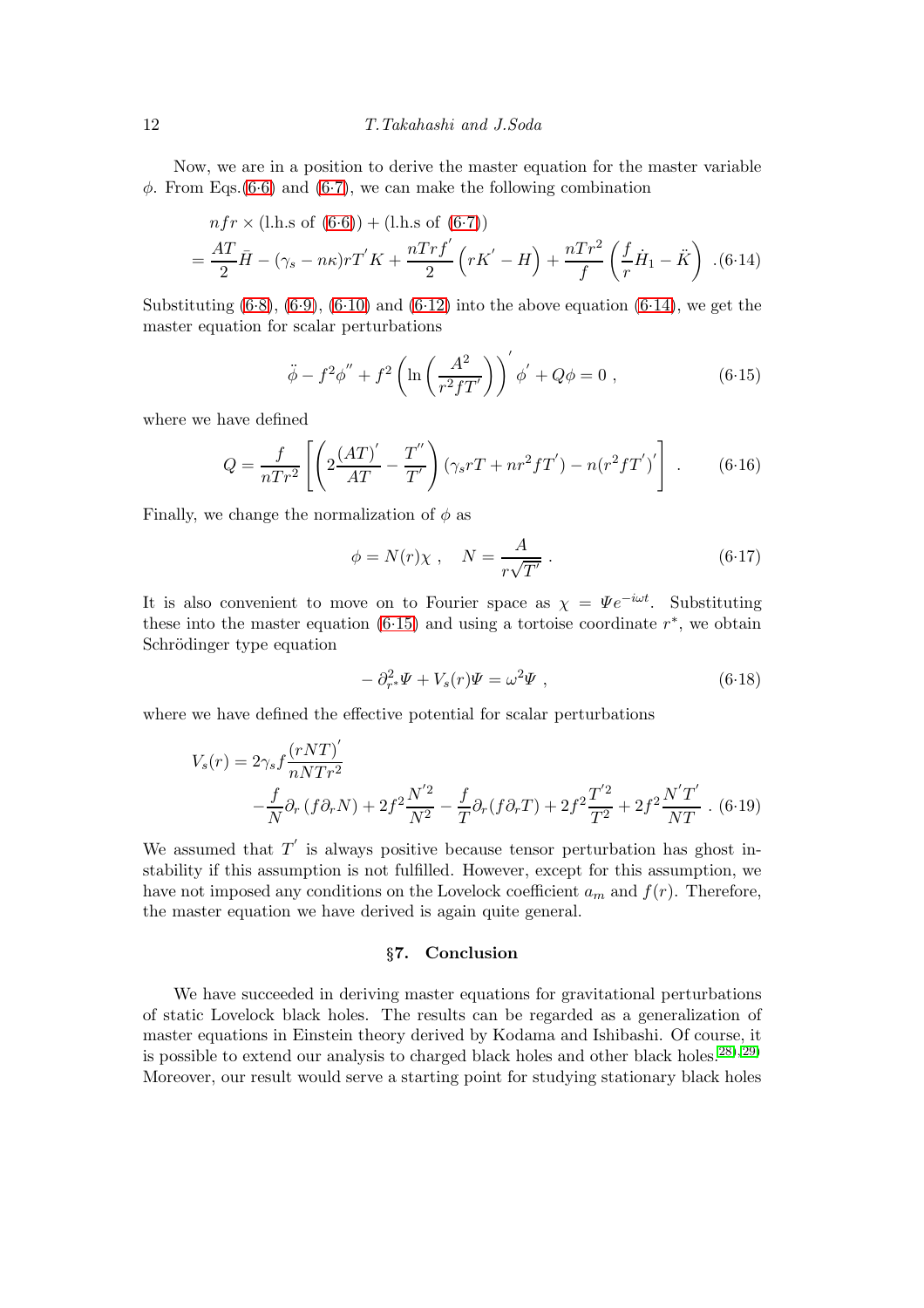Now, we are in a position to derive the master equation for the master variable $\phi$. From Eqs.(6·6) and (6·7), we can make the following combination

$$
\begin{aligned}
& nfr \times (\text{l.h.s of (6·6)}) + (\text{l.h.s of (6·7)}) \\
&= \frac{AT}{2}\bar{H} - (\gamma_s - n\kappa) r T' K + \frac{nTrf'}{2}\left(rK' - H\right) + \frac{nTr^2}{f}\left(\frac{f}{r}\dot{H}_1 - \ddot{K}\right) . \quad (6·14)
\end{aligned}
$$

Substituting (6·8), (6·9), (6·10) and (6·12) into the above equation (6·14), we get the master equation for scalar perturbations

$$
\ddot{\phi} - f^2\phi'' + f^2\left(\ln\left(\frac{A^2}{r^2 f T'}\right)\right)'\phi' + Q\phi = 0 \ , \tag{6·15}
$$

where we have defined

$$
Q = \frac{f}{nTr^2}\left[\left(2\frac{(AT)'}{AT} - \frac{T''}{T'}\right)(\gamma_s r T + n r^2 f T') - n(r^2 f T')'\right] . \tag{6·16}
$$

Finally, we change the normalization of $\phi$ as

$$
\phi = N(r)\chi \ , \quad N = \frac{A}{r\sqrt{T'}} \ . \tag{6·17}
$$

It is also convenient to move on to Fourier space as $\chi = \Psi e^{-i\omega t}$. Substituting these into the master equation (6·15) and using a tortoise coordinate $r^*$, we obtain Schrödinger type equation

$$
-\partial_{r^*}^2\Psi + V_s(r)\Psi = \omega^2\Psi \ , \tag{6·18}
$$

where we have defined the effective potential for scalar perturbations

$$
\begin{aligned}
V_s(r) &= 2\gamma_s f\frac{(rNT)'}{nNTr^2} \\
&\quad - \frac{f}{N}\partial_r\left(f\partial_r N\right) + 2f^2\frac{N'^2}{N^2} - \frac{f}{T}\partial_r(f\partial_r T) + 2f^2\frac{T'^2}{T^2} + 2f^2\frac{N'T'}{NT} \ . \quad (6·19)
\end{aligned}
$$

We assumed that $T'$ is always positive because tensor perturbation has ghost instability if this assumption is not fulfilled. However, except for this assumption, we have not imposed any conditions on the Lovelock coefficient $a_m$ and $f(r)$. Therefore, the master equation we have derived is again quite general.

## §7. Conclusion

We have succeeded in deriving master equations for gravitational perturbations of static Lovelock black holes. The results can be regarded as a generalization of master equations in Einstein theory derived by Kodama and Ishibashi. Of course, it is possible to extend our analysis to charged black holes and other black holes.[28),29)] Moreover, our result would serve a starting point for studying stationary black holes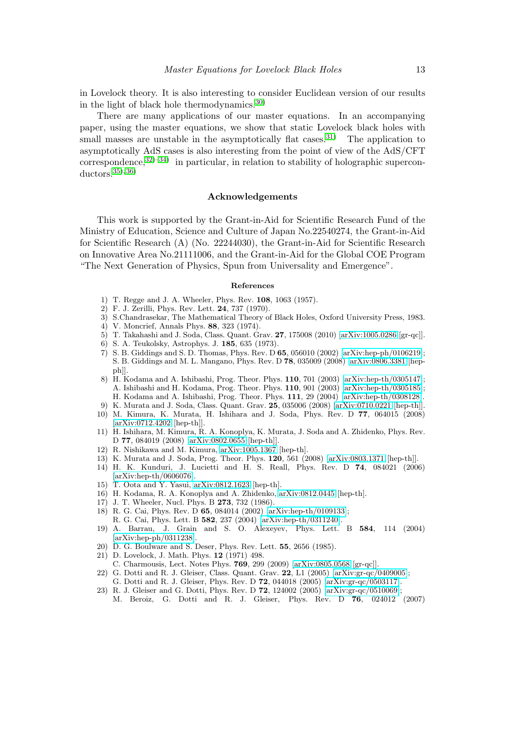in Lovelock theory. It is also interesting to consider Euclidean version of our results in the light of black hole thermodynamics.[30]

There are many applications of our master equations. In an accompanying paper, using the master equations, we show that static Lovelock black holes with small masses are unstable in the asymptotically flat cases.[31] The application to asymptotically AdS cases is also interesting from the point of view of the AdS/CFT correspondence,[32)–34)] in particular, in relation to stability of holographic superconductors.[35),36)]

## Acknowledgements

This work is supported by the Grant-in-Aid for Scientific Research Fund of the Ministry of Education, Science and Culture of Japan No.22540274, the Grant-in-Aid for Scientific Research (A) (No. 22244030), the Grant-in-Aid for Scientific Research on Innovative Area No.21111006, and the Grant-in-Aid for the Global COE Program "The Next Generation of Physics, Spun from Universality and Emergence".

### References

1) T. Regge and J. A. Wheeler, Phys. Rev. **108**, 1063 (1957).
2) F. J. Zerilli, Phys. Rev. Lett. **24**, 737 (1970).
3) S.Chandrasekar, The Mathematical Theory of Black Holes, Oxford University Press, 1983.
4) V. Moncrief, Annals Phys. **88**, 323 (1974).
5) T. Takahashi and J. Soda, Class. Quant. Grav. **27**, 175008 (2010) [arXiv:1005.0286 [gr-qc]].
6) S. A. Teukolsky, Astrophys. J. **185**, 635 (1973).
7) S. B. Giddings and S. D. Thomas, Phys. Rev. D **65**, 056010 (2002) [arXiv:hep-ph/0106219]; S. B. Giddings and M. L. Mangano, Phys. Rev. D **78**, 035009 (2008) [arXiv:0806.3381 [hep-ph]].
8) H. Kodama and A. Ishibashi, Prog. Theor. Phys. **110**, 701 (2003) [arXiv:hep-th/0305147]; A. Ishibashi and H. Kodama, Prog. Theor. Phys. **110**, 901 (2003) [arXiv:hep-th/0305185]; H. Kodama and A. Ishibashi, Prog. Theor. Phys. **111**, 29 (2004) [arXiv:hep-th/0308128].
9) K. Murata and J. Soda, Class. Quant. Grav. **25**, 035006 (2008) [arXiv:0710.0221 [hep-th]].
10) M. Kimura, K. Murata, H. Ishihara and J. Soda, Phys. Rev. D **77**, 064015 (2008) [arXiv:0712.4202 [hep-th]].
11) H. Ishihara, M. Kimura, R. A. Konoplya, K. Murata, J. Soda and A. Zhidenko, Phys. Rev. D **77**, 084019 (2008) [arXiv:0802.0655 [hep-th]].
12) R. Nishikawa and M. Kimura, arXiv:1005.1367 [hep-th].
13) K. Murata and J. Soda, Prog. Theor. Phys. **120**, 561 (2008) [arXiv:0803.1371 [hep-th]].
14) H. K. Kunduri, J. Lucietti and H. S. Reall, Phys. Rev. D **74**, 084021 (2006) [arXiv:hep-th/0606076].
15) T. Oota and Y. Yasui, arXiv:0812.1623 [hep-th].
16) H. Kodama, R. A. Konoplya and A. Zhidenko, arXiv:0812.0445 [hep-th].
17) J. T. Wheeler, Nucl. Phys. B **273**, 732 (1986).
18) R. G. Cai, Phys. Rev. D **65**, 084014 (2002) [arXiv:hep-th/0109133]; R. G. Cai, Phys. Lett. B **582**, 237 (2004) [arXiv:hep-th/0311240].
19) A. Barrau, J. Grain and S. O. Alexeyev, Phys. Lett. B **584**, 114 (2004) [arXiv:hep-ph/0311238].
20) D. G. Boulware and S. Deser, Phys. Rev. Lett. **55**, 2656 (1985).
21) D. Lovelock, J. Math. Phys. **12** (1971) 498. C. Charmousis, Lect. Notes Phys. **769**, 299 (2009) [arXiv:0805.0568 [gr-qc]].
22) G. Dotti and R. J. Gleiser, Class. Quant. Grav. **22**, L1 (2005) [arXiv:gr-qc/0409005]; G. Dotti and R. J. Gleiser, Phys. Rev. D **72**, 044018 (2005) [arXiv:gr-qc/0503117].
23) R. J. Gleiser and G. Dotti, Phys. Rev. D **72**, 124002 (2005) [arXiv:gr-qc/0510069]; M. Beroiz, G. Dotti and R. J. Gleiser, Phys. Rev. D **76**, 024012 (2007)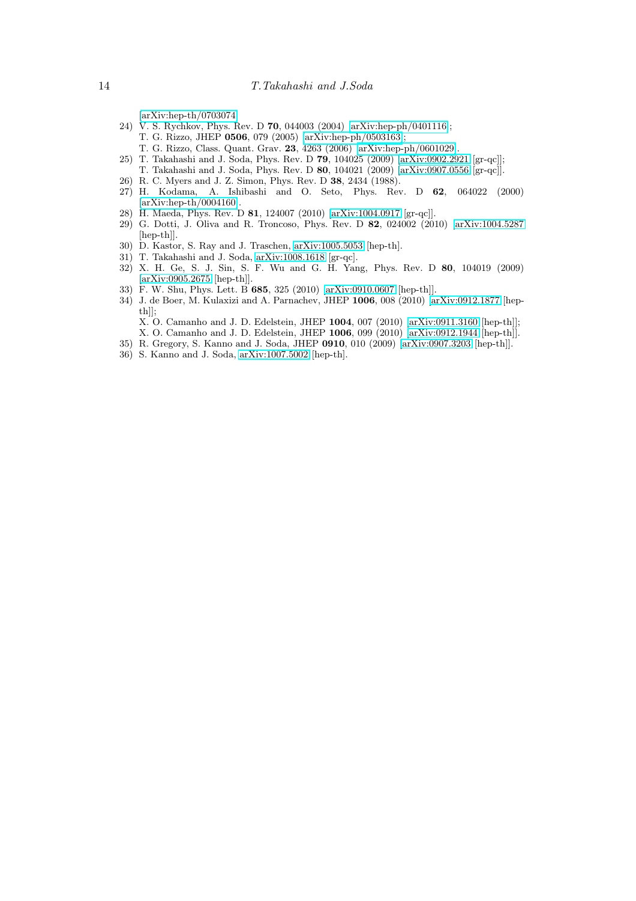[arXiv:hep-th/0703074].

24) V. S. Rychkov, Phys. Rev. D **70**, 044003 (2004) [arXiv:hep-ph/0401116];
    T. G. Rizzo, JHEP **0506**, 079 (2005) [arXiv:hep-ph/0503163];
    T. G. Rizzo, Class. Quant. Grav. **23**, 4263 (2006) [arXiv:hep-ph/0601029].
25) T. Takahashi and J. Soda, Phys. Rev. D **79**, 104025 (2009) [arXiv:0902.2921 [gr-qc]];
    T. Takahashi and J. Soda, Phys. Rev. D **80**, 104021 (2009) [arXiv:0907.0556 [gr-qc]].
26) R. C. Myers and J. Z. Simon, Phys. Rev. D **38**, 2434 (1988).
27) H. Kodama, A. Ishibashi and O. Seto, Phys. Rev. D **62**, 064022 (2000) [arXiv:hep-th/0004160].
28) H. Maeda, Phys. Rev. D **81**, 124007 (2010) [arXiv:1004.0917 [gr-qc]].
29) G. Dotti, J. Oliva and R. Troncoso, Phys. Rev. D **82**, 024002 (2010) [arXiv:1004.5287 [hep-th]].
30) D. Kastor, S. Ray and J. Traschen, arXiv:1005.5053 [hep-th].
31) T. Takahashi and J. Soda, arXiv:1008.1618 [gr-qc].
32) X. H. Ge, S. J. Sin, S. F. Wu and G. H. Yang, Phys. Rev. D **80**, 104019 (2009) [arXiv:0905.2675 [hep-th]].
33) F. W. Shu, Phys. Lett. B **685**, 325 (2010) [arXiv:0910.0607 [hep-th]].
34) J. de Boer, M. Kulaxizi and A. Parnachev, JHEP **1006**, 008 (2010) [arXiv:0912.1877 [hep-th]];
    X. O. Camanho and J. D. Edelstein, JHEP **1004**, 007 (2010) [arXiv:0911.3160 [hep-th]];
    X. O. Camanho and J. D. Edelstein, JHEP **1006**, 099 (2010) [arXiv:0912.1944 [hep-th]].
35) R. Gregory, S. Kanno and J. Soda, JHEP **0910**, 010 (2009) [arXiv:0907.3203 [hep-th]].
36) S. Kanno and J. Soda, arXiv:1007.5002 [hep-th].